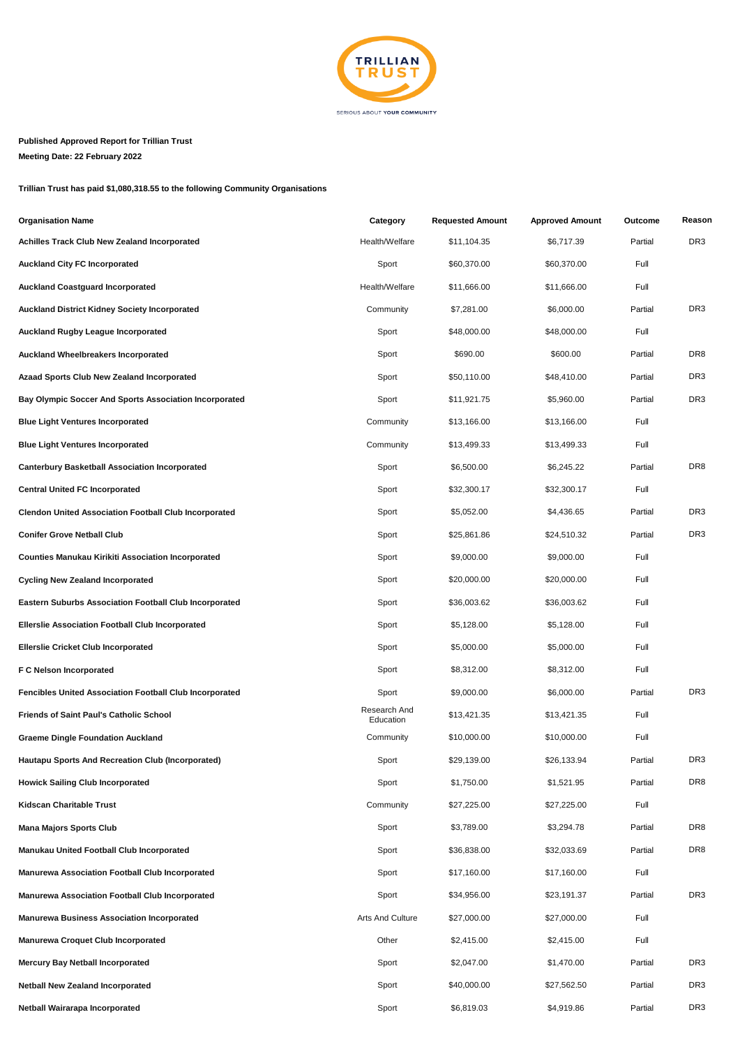**Published Approved Report for Trillian Trust**

**Meeting Date: 22 February 2022**

**Trillian Trust has paid $1,080,318.55 to the following Community Organisations**

| Organisation Name | Category | Requested Amount | Approved Amount | Outcome | Reason |
|---|---|---|---|---|---|
| Achilles Track Club New Zealand Incorporated | Health/Welfare | $11,104.35 | $6,717.39 | Partial | DR3 |
| Auckland City FC Incorporated | Sport | $60,370.00 | $60,370.00 | Full | |
| Auckland Coastguard Incorporated | Health/Welfare | $11,666.00 | $11,666.00 | Full | |
| Auckland District Kidney Society Incorporated | Community | $7,281.00 | $6,000.00 | Partial | DR3 |
| Auckland Rugby League Incorporated | Sport | $48,000.00 | $48,000.00 | Full | |
| Auckland Wheelbreakers Incorporated | Sport | $690.00 | $600.00 | Partial | DR8 |
| Azaad Sports Club New Zealand Incorporated | Sport | $50,110.00 | $48,410.00 | Partial | DR3 |
| Bay Olympic Soccer And Sports Association Incorporated | Sport | $11,921.75 | $5,960.00 | Partial | DR3 |
| Blue Light Ventures Incorporated | Community | $13,166.00 | $13,166.00 | Full | |
| Blue Light Ventures Incorporated | Community | $13,499.33 | $13,499.33 | Full | |
| Canterbury Basketball Association Incorporated | Sport | $6,500.00 | $6,245.22 | Partial | DR8 |
| Central United FC Incorporated | Sport | $32,300.17 | $32,300.17 | Full | |
| Clendon United Association Football Club Incorporated | Sport | $5,052.00 | $4,436.65 | Partial | DR3 |
| Conifer Grove Netball Club | Sport | $25,861.86 | $24,510.32 | Partial | DR3 |
| Counties Manukau Kirikiti Association Incorporated | Sport | $9,000.00 | $9,000.00 | Full | |
| Cycling New Zealand Incorporated | Sport | $20,000.00 | $20,000.00 | Full | |
| Eastern Suburbs Association Football Club Incorporated | Sport | $36,003.62 | $36,003.62 | Full | |
| Ellerslie Association Football Club Incorporated | Sport | $5,128.00 | $5,128.00 | Full | |
| Ellerslie Cricket Club Incorporated | Sport | $5,000.00 | $5,000.00 | Full | |
| F C Nelson Incorporated | Sport | $8,312.00 | $8,312.00 | Full | |
| Fencibles United Association Football Club Incorporated | Sport | $9,000.00 | $6,000.00 | Partial | DR3 |
| Friends of Saint Paul's Catholic School | Research And Education | $13,421.35 | $13,421.35 | Full | |
| Graeme Dingle Foundation Auckland | Community | $10,000.00 | $10,000.00 | Full | |
| Hautapu Sports And Recreation Club (Incorporated) | Sport | $29,139.00 | $26,133.94 | Partial | DR3 |
| Howick Sailing Club Incorporated | Sport | $1,750.00 | $1,521.95 | Partial | DR8 |
| Kidscan Charitable Trust | Community | $27,225.00 | $27,225.00 | Full | |
| Mana Majors Sports Club | Sport | $3,789.00 | $3,294.78 | Partial | DR8 |
| Manukau United Football Club Incorporated | Sport | $36,838.00 | $32,033.69 | Partial | DR8 |
| Manurewa Association Football Club Incorporated | Sport | $17,160.00 | $17,160.00 | Full | |
| Manurewa Association Football Club Incorporated | Sport | $34,956.00 | $23,191.37 | Partial | DR3 |
| Manurewa Business Association Incorporated | Arts And Culture | $27,000.00 | $27,000.00 | Full | |
| Manurewa Croquet Club Incorporated | Other | $2,415.00 | $2,415.00 | Full | |
| Mercury Bay Netball Incorporated | Sport | $2,047.00 | $1,470.00 | Partial | DR3 |
| Netball New Zealand Incorporated | Sport | $40,000.00 | $27,562.50 | Partial | DR3 |
| Netball Wairarapa Incorporated | Sport | $6,819.03 | $4,919.86 | Partial | DR3 |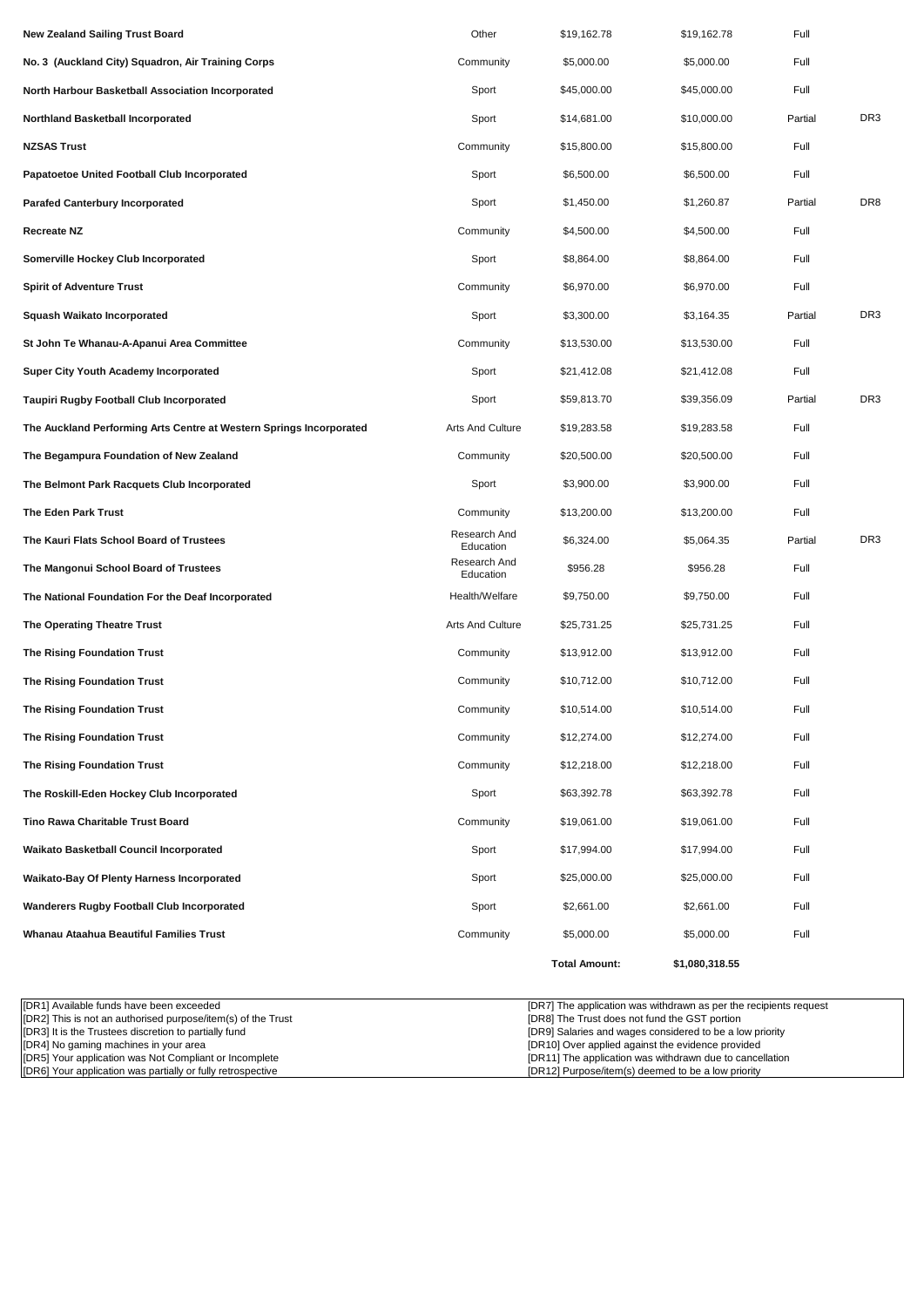| | | | | | |
|---|---|---|---|---|---|
| **New Zealand Sailing Trust Board** | Other | $19,162.78 | $19,162.78 | Full | |
| **No. 3 (Auckland City) Squadron, Air Training Corps** | Community | $5,000.00 | $5,000.00 | Full | |
| **North Harbour Basketball Association Incorporated** | Sport | $45,000.00 | $45,000.00 | Full | |
| **Northland Basketball Incorporated** | Sport | $14,681.00 | $10,000.00 | Partial | DR3 |
| **NZSAS Trust** | Community | $15,800.00 | $15,800.00 | Full | |
| **Papatoetoe United Football Club Incorporated** | Sport | $6,500.00 | $6,500.00 | Full | |
| **Parafed Canterbury Incorporated** | Sport | $1,450.00 | $1,260.87 | Partial | DR8 |
| **Recreate NZ** | Community | $4,500.00 | $4,500.00 | Full | |
| **Somerville Hockey Club Incorporated** | Sport | $8,864.00 | $8,864.00 | Full | |
| **Spirit of Adventure Trust** | Community | $6,970.00 | $6,970.00 | Full | |
| **Squash Waikato Incorporated** | Sport | $3,300.00 | $3,164.35 | Partial | DR3 |
| **St John Te Whanau-A-Apanui Area Committee** | Community | $13,530.00 | $13,530.00 | Full | |
| **Super City Youth Academy Incorporated** | Sport | $21,412.08 | $21,412.08 | Full | |
| **Taupiri Rugby Football Club Incorporated** | Sport | $59,813.70 | $39,356.09 | Partial | DR3 |
| **The Auckland Performing Arts Centre at Western Springs Incorporated** | Arts And Culture | $19,283.58 | $19,283.58 | Full | |
| **The Begampura Foundation of New Zealand** | Community | $20,500.00 | $20,500.00 | Full | |
| **The Belmont Park Racquets Club Incorporated** | Sport | $3,900.00 | $3,900.00 | Full | |
| **The Eden Park Trust** | Community | $13,200.00 | $13,200.00 | Full | |
| **The Kauri Flats School Board of Trustees** | Research And Education | $6,324.00 | $5,064.35 | Partial | DR3 |
| **The Mangonui School Board of Trustees** | Research And Education | $956.28 | $956.28 | Full | |
| **The National Foundation For the Deaf Incorporated** | Health/Welfare | $9,750.00 | $9,750.00 | Full | |
| **The Operating Theatre Trust** | Arts And Culture | $25,731.25 | $25,731.25 | Full | |
| **The Rising Foundation Trust** | Community | $13,912.00 | $13,912.00 | Full | |
| **The Rising Foundation Trust** | Community | $10,712.00 | $10,712.00 | Full | |
| **The Rising Foundation Trust** | Community | $10,514.00 | $10,514.00 | Full | |
| **The Rising Foundation Trust** | Community | $12,274.00 | $12,274.00 | Full | |
| **The Rising Foundation Trust** | Community | $12,218.00 | $12,218.00 | Full | |
| **The Roskill-Eden Hockey Club Incorporated** | Sport | $63,392.78 | $63,392.78 | Full | |
| **Tino Rawa Charitable Trust Board** | Community | $19,061.00 | $19,061.00 | Full | |
| **Waikato Basketball Council Incorporated** | Sport | $17,994.00 | $17,994.00 | Full | |
| **Waikato-Bay Of Plenty Harness Incorporated** | Sport | $25,000.00 | $25,000.00 | Full | |
| **Wanderers Rugby Football Club Incorporated** | Sport | $2,661.00 | $2,661.00 | Full | |
| **Whanau Ataahua Beautiful Families Trust** | Community | $5,000.00 | $5,000.00 | Full | |
| | | **Total Amount:** | **$1,080,318.55** | | |

| | |
|---|---|
| [DR1] Available funds have been exceeded | [DR7] The application was withdrawn as per the recipients request |
| [DR2] This is not an authorised purpose/item(s) of the Trust | [DR8] The Trust does not fund the GST portion |
| [DR3] It is the Trustees discretion to partially fund | [DR9] Salaries and wages considered to be a low priority |
| [DR4] No gaming machines in your area | [DR10] Over applied against the evidence provided |
| [DR5] Your application was Not Compliant or Incomplete | [DR11] The application was withdrawn due to cancellation |
| [DR6] Your application was partially or fully retrospective | [DR12] Purpose/item(s) deemed to be a low priority |